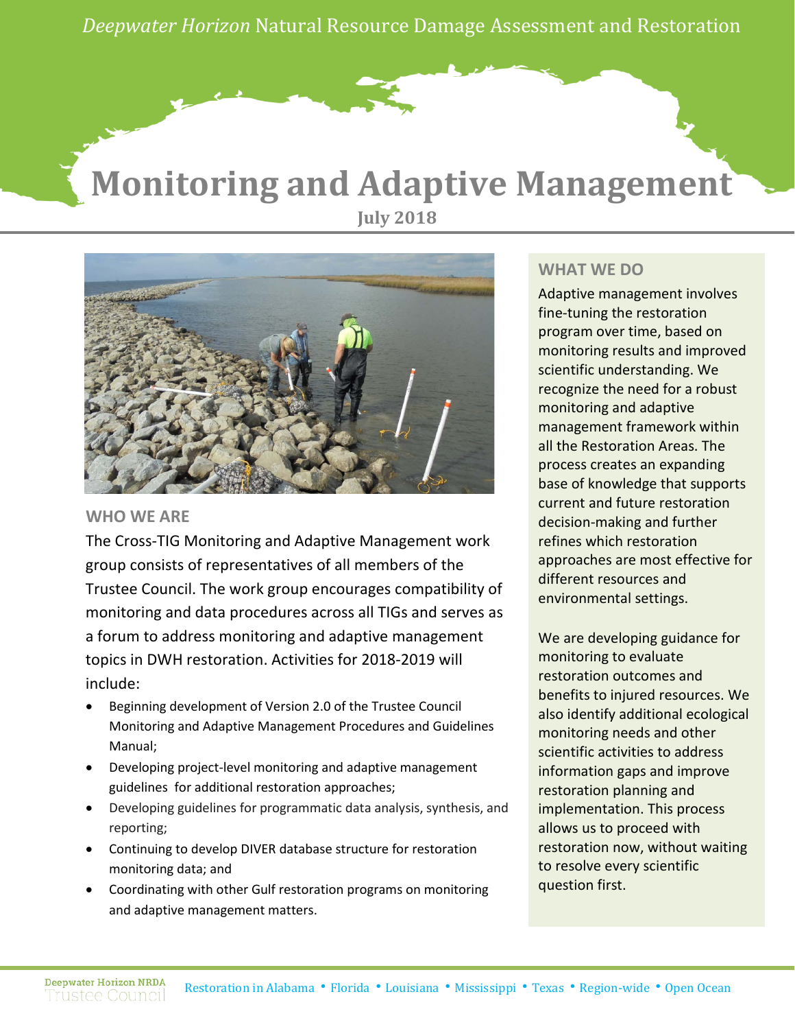*Deepwater Horizon* Natural Resource Damage Assessment and Restoration

# Monitoring and Adaptive Management

**July 2018**

## WHO WE ARE

The Cross-TIG Monitoring and Adaptive Management work group consists of representatives of all members of the Trustee Council. The work group encourages compatibility of monitoring and data procedures across all TIGs and serves as a forum to address monitoring and adaptive management topics in DWH restoration. Activities for 2018-2019 will include:

- Beginning development of Version 2.0 of the Trustee Council Monitoring and Adaptive Management Procedures and Guidelines Manual;
- Developing project-level monitoring and adaptive management guidelines for additional restoration approaches;
- Developing guidelines for programmatic data analysis, synthesis, and reporting;
- Continuing to develop DIVER database structure for restoration monitoring data; and
- Coordinating with other Gulf restoration programs on monitoring and adaptive management matters.

## WHAT WE DO

Adaptive management involves fine-tuning the restoration program over time, based on monitoring results and improved scientific understanding. We recognize the need for a robust monitoring and adaptive management framework within all the Restoration Areas. The process creates an expanding base of knowledge that supports current and future restoration decision-making and further refines which restoration approaches are most effective for different resources and environmental settings.

We are developing guidance for monitoring to evaluate restoration outcomes and benefits to injured resources. We also identify additional ecological monitoring needs and other scientific activities to address information gaps and improve restoration planning and implementation. This process allows us to proceed with restoration now, without waiting to resolve every scientific question first.

Deepwater Horizon NRDA Trustee Council

Restoration in Alabama • Florida • Louisiana • Mississippi • Texas • Region-wide • Open Ocean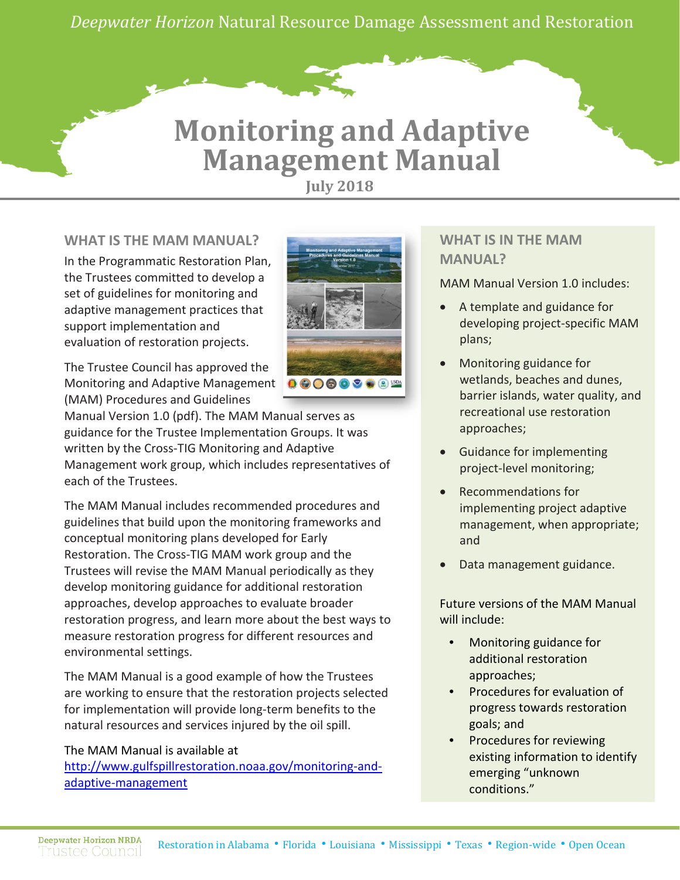*Deepwater Horizon* Natural Resource Damage Assessment and Restoration

# Monitoring and Adaptive Management Manual

**July 2018**

## WHAT IS THE MAM MANUAL?

In the Programmatic Restoration Plan, the Trustees committed to develop a set of guidelines for monitoring and adaptive management practices that support implementation and evaluation of restoration projects.

The Trustee Council has approved the Monitoring and Adaptive Management (MAM) Procedures and Guidelines Manual Version 1.0 (pdf). The MAM Manual serves as guidance for the Trustee Implementation Groups. It was written by the Cross-TIG Monitoring and Adaptive Management work group, which includes representatives of each of the Trustees.

The MAM Manual includes recommended procedures and guidelines that build upon the monitoring frameworks and conceptual monitoring plans developed for Early Restoration. The Cross-TIG MAM work group and the Trustees will revise the MAM Manual periodically as they develop monitoring guidance for additional restoration approaches, develop approaches to evaluate broader restoration progress, and learn more about the best ways to measure restoration progress for different resources and environmental settings.

The MAM Manual is a good example of how the Trustees are working to ensure that the restoration projects selected for implementation will provide long-term benefits to the natural resources and services injured by the oil spill.

The MAM Manual is available at [http://www.gulfspillrestoration.noaa.gov/monitoring-and-adaptive-management](http://www.gulfspillrestoration.noaa.gov/monitoring-and-adaptive-management)

## WHAT IS IN THE MAM MANUAL?

MAM Manual Version 1.0 includes:

- A template and guidance for developing project-specific MAM plans;
- Monitoring guidance for wetlands, beaches and dunes, barrier islands, water quality, and recreational use restoration approaches;
- Guidance for implementing project-level monitoring;
- Recommendations for implementing project adaptive management, when appropriate; and
- Data management guidance.

Future versions of the MAM Manual will include:

- Monitoring guidance for additional restoration approaches;
- Procedures for evaluation of progress towards restoration goals; and
- Procedures for reviewing existing information to identify emerging "unknown conditions."

Deepwater Horizon NRDA Trustee Council

Restoration in Alabama • Florida • Louisiana • Mississippi • Texas • Region-wide • Open Ocean